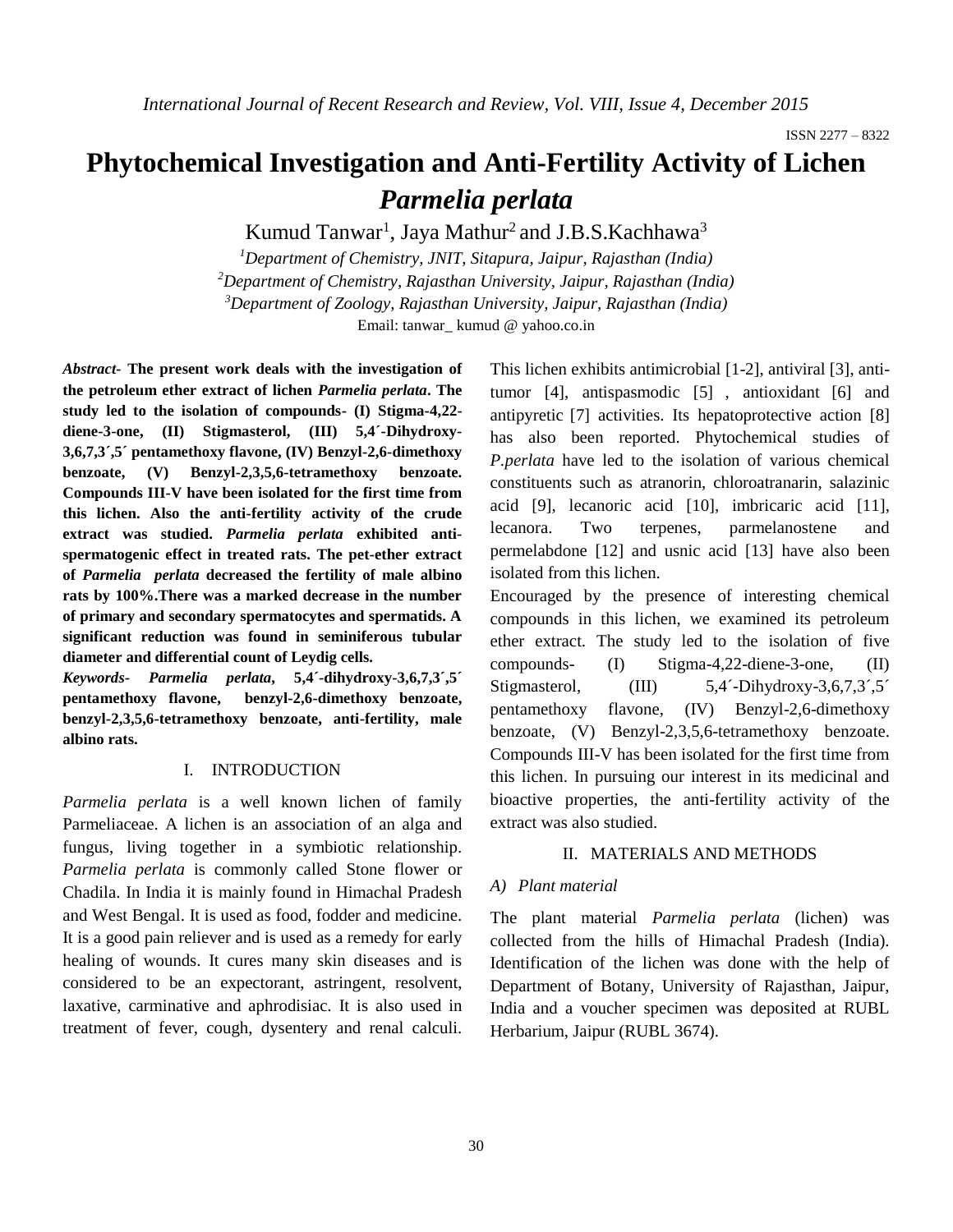# Phytochemical Investigation and Anti-Fertility Activity of Lichen *Parmelia perlata*

Kumud Tanwar[1], Jaya Mathur[2] and J.B.S.Kachhawa[3]

[1]*Department of Chemistry, JNIT, Sitapura, Jaipur, Rajasthan (India)*
[2]*Department of Chemistry, Rajasthan University, Jaipur, Rajasthan (India)*
[3]*Department of Zoology, Rajasthan University, Jaipur, Rajasthan (India)*
Email: tanwar_ kumud @ yahoo.co.in

***Abstract*- The present work deals with the investigation of the petroleum ether extract of lichen *Parmelia perlata*. The study led to the isolation of compounds- (I) Stigma-4,22-diene-3-one, (II) Stigmasterol, (III) 5,4´-Dihydroxy-3,6,7,3´,5´ pentamethoxy flavone, (IV) Benzyl-2,6-dimethoxy benzoate, (V) Benzyl-2,3,5,6-tetramethoxy benzoate. Compounds III-V have been isolated for the first time from this lichen. Also the anti-fertility activity of the crude extract was studied. *Parmelia perlata* exhibited anti-spermatogenic effect in treated rats. The pet-ether extract of *Parmelia perlata* decreased the fertility of male albino rats by 100%.There was a marked decrease in the number of primary and secondary spermatocytes and spermatids. A significant reduction was found in seminiferous tubular diameter and differential count of Leydig cells.**

***Keywords*- *Parmelia perlata*, 5,4´-dihydroxy-3,6,7,3´,5´ pentamethoxy flavone, benzyl-2,6-dimethoxy benzoate, benzyl-2,3,5,6-tetramethoxy benzoate, anti-fertility, male albino rats.**

## I. INTRODUCTION

*Parmelia perlata* is a well known lichen of family Parmeliaceae. A lichen is an association of an alga and fungus, living together in a symbiotic relationship. *Parmelia perlata* is commonly called Stone flower or Chadila. In India it is mainly found in Himachal Pradesh and West Bengal. It is used as food, fodder and medicine. It is a good pain reliever and is used as a remedy for early healing of wounds. It cures many skin diseases and is considered to be an expectorant, astringent, resolvent, laxative, carminative and aphrodisiac. It is also used in treatment of fever, cough, dysentery and renal calculi. This lichen exhibits antimicrobial [1-2], antiviral [3], anti-tumor [4], antispasmodic [5] , antioxidant [6] and antipyretic [7] activities. Its hepatoprotective action [8] has also been reported. Phytochemical studies of *P.perlata* have led to the isolation of various chemical constituents such as atranorin, chloroatranarin, salazinic acid [9], lecanoric acid [10], imbricaric acid [11], lecanora. Two terpenes, parmelanostene and permelabdone [12] and usnic acid [13] have also been isolated from this lichen.

Encouraged by the presence of interesting chemical compounds in this lichen, we examined its petroleum ether extract. The study led to the isolation of five compounds- (I) Stigma-4,22-diene-3-one, (II) Stigmasterol, (III) 5,4´-Dihydroxy-3,6,7,3´,5´ pentamethoxy flavone, (IV) Benzyl-2,6-dimethoxy benzoate, (V) Benzyl-2,3,5,6-tetramethoxy benzoate. Compounds III-V has been isolated for the first time from this lichen. In pursuing our interest in its medicinal and bioactive properties, the anti-fertility activity of the extract was also studied.

## II. MATERIALS AND METHODS

### *A) Plant material*

The plant material *Parmelia perlata* (lichen) was collected from the hills of Himachal Pradesh (India). Identification of the lichen was done with the help of Department of Botany, University of Rajasthan, Jaipur, India and a voucher specimen was deposited at RUBL Herbarium, Jaipur (RUBL 3674).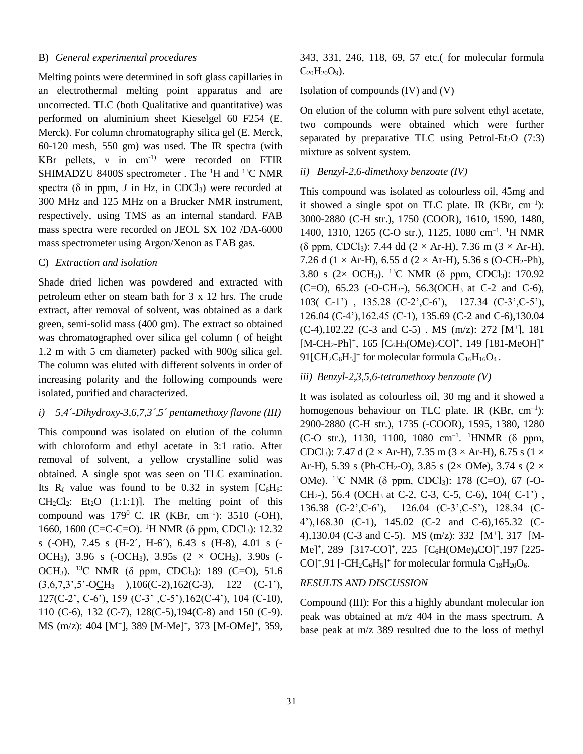### B) *General experimental procedures*

Melting points were determined in soft glass capillaries in an electrothermal melting point apparatus and are uncorrected. TLC (both Qualitative and quantitative) was performed on aluminium sheet Kieselgel 60 F254 (E. Merck). For column chromatography silica gel (E. Merck, 60-120 mesh, 550 gm) was used. The IR spectra (with KBr pellets, ν in $cm^{-1)}$ were recorded on FTIR SHIMADZU 8400S spectrometer . The $^1H$ and $^{13}C$ NMR spectra (δ in ppm, *J* in Hz, in $CDCl_3$) were recorded at 300 MHz and 125 MHz on a Brucker NMR instrument, respectively, using TMS as an internal standard. FAB mass spectra were recorded on JEOL SX 102 /DA-6000 mass spectrometer using Argon/Xenon as FAB gas.

### C) *Extraction and isolation*

Shade dried lichen was powdered and extracted with petroleum ether on steam bath for 3 x 12 hrs. The crude extract, after removal of solvent, was obtained as a dark green, semi-solid mass (400 gm). The extract so obtained was chromatographed over silica gel column ( of height 1.2 m with 5 cm diameter) packed with 900g silica gel. The column was eluted with different solvents in order of increasing polarity and the following compounds were isolated, purified and characterized.

#### *i) 5,4´-Dihydroxy-3,6,7,3´,5´ pentamethoxy flavone (III)*

This compound was isolated on elution of the column with chloroform and ethyl acetate in 3:1 ratio. After removal of solvent, a yellow crystalline solid was obtained. A single spot was seen on TLC examination. Its $R_f$ value was found to be 0.32 in system [$C_6H_6$: $CH_2Cl_2$: $Et_2O$ (1:1:1)]. The melting point of this compound was $179^0$ C. IR (KBr, $cm^{-1}$): 3510 (-OH), 1660, 1600 (C=C-C=O). $^1H$ NMR (δ ppm, $CDCl_3$): 12.32 s (-OH), 7.45 s (H-2´, H-6´), 6.43 s (H-8), 4.01 s (-$OCH_3$), 3.96 s (-$OCH_3$), 3.95s (2 × $OCH_3$), 3.90s (-$OCH_3$). $^{13}C$ NMR (δ ppm, $CDCl_3$): 189 (<u>C</u>=O), 51.6 (3,6,7,3',5'-O<u>C</u>$H_3$ ),106(C-2),162(C-3), 122 (C-1'), 127(C-2', C-6'), 159 (C-3' ,C-5'),162(C-4'), 104 (C-10), 110 (C-6), 132 (C-7), 128(C-5),194(C-8) and 150 (C-9). MS (m/z): 404 [$M^+$], 389 $[M-Me]^+$, 373 $[M-OMe]^+$, 359, 343, 331, 246, 118, 69, 57 etc.( for molecular formula $C_{20}H_{20}O_9$).

Isolation of compounds (IV) and (V)

On elution of the column with pure solvent ethyl acetate, two compounds were obtained which were further separated by preparative TLC using Petrol-$Et_2O$ (7:3) mixture as solvent system.

#### *ii) Benzyl-2,6-dimethoxy benzoate (IV)*

This compound was isolated as colourless oil, 45mg and it showed a single spot on TLC plate. IR (KBr, $cm^{-1}$): 3000-2880 (C-H str.), 1750 (COOR), 1610, 1590, 1480, 1400, 1310, 1265 (C-O str.), 1125, 1080 $cm^{-1}$. $^1H$ NMR (δ ppm, $CDCl_3$): 7.44 dd (2 × Ar-H), 7.36 m (3 × Ar-H), 7.26 d (1 × Ar-H), 6.55 d (2 × Ar-H), 5.36 s (O-$CH_2$-Ph), 3.80 s (2× $OCH_3$). $^{13}C$ NMR (δ ppm, $CDCl_3$): 170.92 (C=O), 65.23 (-O-<u>C</u>$H_2$-), 56.3(O<u>C</u>$H_3$ at C-2 and C-6), 103( C-1') , 135.28 (C-2',C-6'), 127.34 (C-3',C-5'), 126.04 (C-4'),162.45 (C-1), 135.69 (C-2 and C-6),130.04 (C-4),102.22 (C-3 and C-5) . MS (m/z): 272 [$M^+$], 181 $[M-CH_2-Ph]^+$, 165 $[C_6H_3(OMe)_2CO]^+$, 149 $[181-MeOH]^+$ 91$[CH_2C_6H_5]^+$ for molecular formula $C_{16}H_{16}O_4$ .

#### *iii) Benzyl-2,3,5,6-tetramethoxy benzoate (V)*

It was isolated as colourless oil, 30 mg and it showed a homogenous behaviour on TLC plate. IR (KBr, $cm^{-1}$): 2900-2880 (C-H str.), 1735 (-COOR), 1595, 1380, 1280 (C-O str.), 1130, 1100, 1080 $cm^{-1}$. $^1H$NMR (δ ppm, $CDCl_3$): 7.47 d (2 × Ar-H), 7.35 m (3 × Ar-H), 6.75 s (1 × Ar-H), 5.39 s (Ph-$CH_2$-O), 3.85 s (2× OMe), 3.74 s (2 × OMe). $^{13}C$ NMR (δ ppm, $CDCl_3$): 178 (C=O), 67 (-O-<u>C</u>$H_2$-), 56.4 (O<u>C</u>$H_3$ at C-2, C-3, C-5, C-6), 104( C-1') , 136.38 (C-2',C-6'), 126.04 (C-3',C-5'), 128.34 (C-4'),168.30 (C-1), 145.02 (C-2 and C-6),165.32 (C-4),130.04 (C-3 and C-5). MS (m/z): 332 [$M^+$], 317 $[M-Me]^+$, 289 $[317-CO]^+$, 225 $[C_6H(OMe)_4CO]^+$,197 $[225-CO]^+$,91 $[-CH_2C_6H_5]^+$ for molecular formula $C_{18}H_{20}O_6$.

### *RESULTS AND DISCUSSION*

Compound (III): For this a highly abundant molecular ion peak was obtained at m/z 404 in the mass spectrum. A base peak at m/z 389 resulted due to the loss of methyl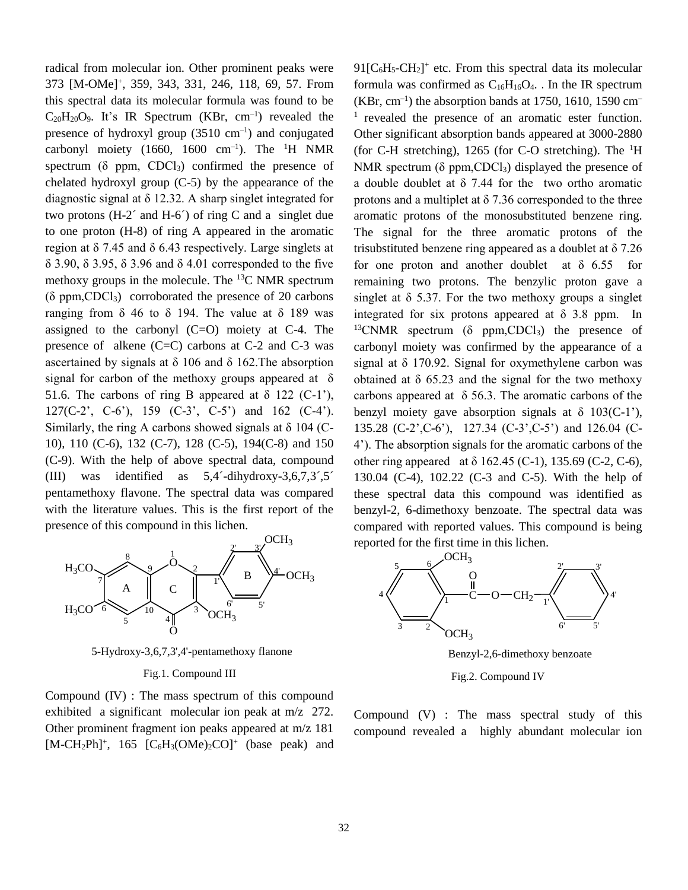radical from molecular ion. Other prominent peaks were 373 $[M\text{-}OMe]^+$, 359, 343, 331, 246, 118, 69, 57. From this spectral data its molecular formula was found to be $C_{20}H_{20}O_9$. It's IR Spectrum (KBr, $cm^{-1}$) revealed the presence of hydroxyl group (3510 $cm^{-1}$) and conjugated carbonyl moiety (1660, 1600 $cm^{-1}$). The $^1H$ NMR spectrum (δ ppm, $CDCl_3$) confirmed the presence of chelated hydroxyl group (C-5) by the appearance of the diagnostic signal at δ 12.32. A sharp singlet integrated for two protons (H-2´ and H-6´) of ring C and a singlet due to one proton (H-8) of ring A appeared in the aromatic region at δ 7.45 and δ 6.43 respectively. Large singlets at δ 3.90, δ 3.95, δ 3.96 and δ 4.01 corresponded to the five methoxy groups in the molecule. The $^{13}C$ NMR spectrum (δ ppm,$CDCl_3$) corroborated the presence of 20 carbons ranging from δ 46 to δ 194. The value at δ 189 was assigned to the carbonyl (C=O) moiety at C-4. The presence of alkene (C=C) carbons at C-2 and C-3 was ascertained by signals at δ 106 and δ 162.The absorption signal for carbon of the methoxy groups appeared at δ 51.6. The carbons of ring B appeared at δ 122 (C-1'), 127(C-2', C-6'), 159 (C-3', C-5') and 162 (C-4'). Similarly, the ring A carbons showed signals at δ 104 (C-10), 110 (C-6), 132 (C-7), 128 (C-5), 194(C-8) and 150 (C-9). With the help of above spectral data, compound (III) was identified as 5,4´-dihydroxy-3,6,7,3´,5´ pentamethoxy flavone. The spectral data was compared with the literature values. This is the first report of the presence of this compound in this lichen.

5-Hydroxy-3,6,7,3',4'-pentamethoxy flanone

Fig.1. Compound III

Compound (IV) : The mass spectrum of this compound exhibited a significant molecular ion peak at m/z 272. Other prominent fragment ion peaks appeared at m/z 181 $[M\text{-}CH_2Ph]^+$, 165 $[C_6H_3(OMe)_2CO]^+$ (base peak) and 91$[C_6H_5\text{-}CH_2]^+$ etc. From this spectral data its molecular formula was confirmed as $C_{16}H_{16}O_4$. . In the IR spectrum (KBr, $cm^{-1}$) the absorption bands at 1750, 1610, 1590 $cm^{-1}$ revealed the presence of an aromatic ester function. Other significant absorption bands appeared at 3000-2880 (for C-H stretching), 1265 (for C-O stretching). The $^1H$ NMR spectrum (δ ppm,$CDCl_3$) displayed the presence of a double doublet at δ 7.44 for the two ortho aromatic protons and a multiplet at δ 7.36 corresponded to the three aromatic protons of the monosubstituted benzene ring. The signal for the three aromatic protons of the trisubstituted benzene ring appeared as a doublet at δ 7.26 for one proton and another doublet at δ 6.55 for remaining two protons. The benzylic proton gave a singlet at δ 5.37. For the two methoxy groups a singlet integrated for six protons appeared at δ 3.8 ppm. In $^{13}C$NMR spectrum (δ ppm,$CDCl_3$) the presence of carbonyl moiety was confirmed by the appearance of a signal at δ 170.92. Signal for oxymethylene carbon was obtained at δ 65.23 and the signal for the two methoxy carbons appeared at δ 56.3. The aromatic carbons of the benzyl moiety gave absorption signals at δ 103(C-1'), 135.28 (C-2',C-6'), 127.34 (C-3',C-5') and 126.04 (C-4'). The absorption signals for the aromatic carbons of the other ring appeared at δ 162.45 (C-1), 135.69 (C-2, C-6), 130.04 (C-4), 102.22 (C-3 and C-5). With the help of these spectral data this compound was identified as benzyl-2, 6-dimethoxy benzoate. The spectral data was compared with reported values. This compound is being reported for the first time in this lichen.

Benzyl-2,6-dimethoxy benzoate

Fig.2. Compound IV

Compound (V) : The mass spectral study of this compound revealed a highly abundant molecular ion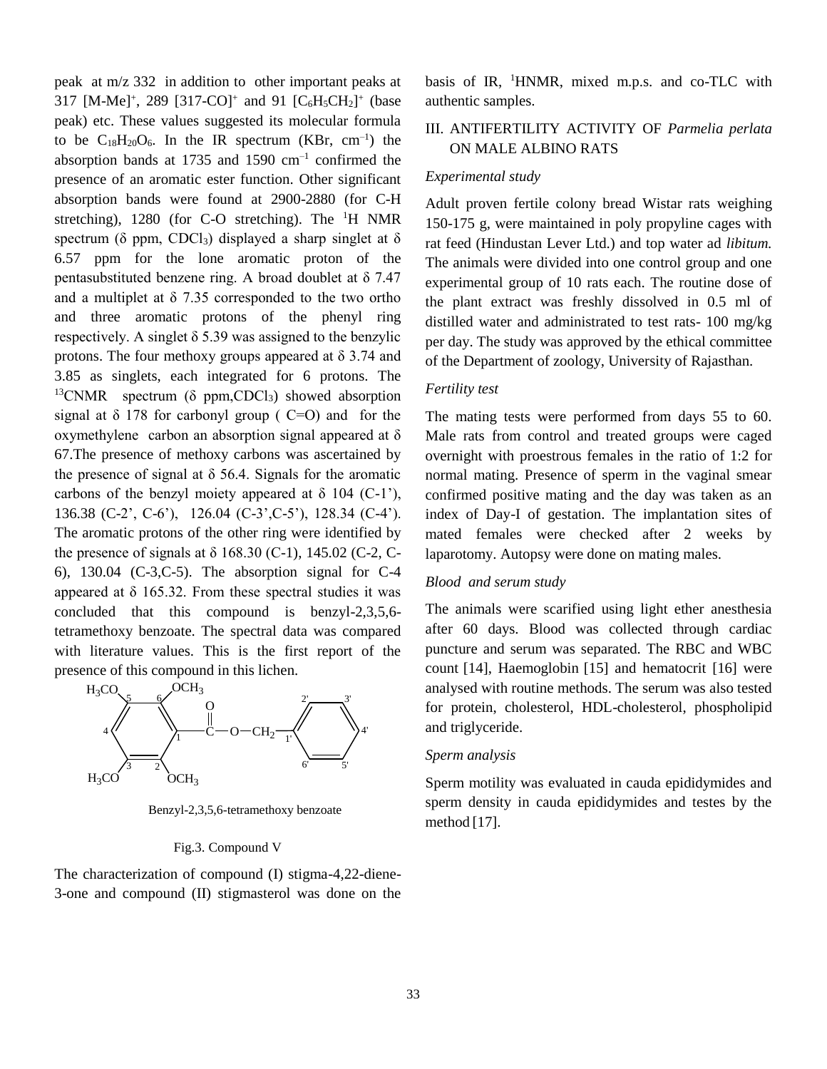peak at m/z 332 in addition to other important peaks at 317 $[M\text{-}Me]^+$, 289 $[317\text{-}CO]^+$ and 91 $[C_6H_5CH_2]^+$ (base peak) etc. These values suggested its molecular formula to be $C_{18}H_{20}O_6$. In the IR spectrum (KBr, $cm^{-1}$) the absorption bands at 1735 and 1590 $cm^{-1}$ confirmed the presence of an aromatic ester function. Other significant absorption bands were found at 2900-2880 (for C-H stretching), 1280 (for C-O stretching). The $^1H$ NMR spectrum (δ ppm, $CDCl_3$) displayed a sharp singlet at δ 6.57 ppm for the lone aromatic proton of the pentasubstituted benzene ring. A broad doublet at δ 7.47 and a multiplet at δ 7.35 corresponded to the two ortho and three aromatic protons of the phenyl ring respectively. A singlet δ 5.39 was assigned to the benzylic protons. The four methoxy groups appeared at δ 3.74 and 3.85 as singlets, each integrated for 6 protons. The $^{13}CNMR$ spectrum (δ ppm,$CDCl_3$) showed absorption signal at δ 178 for carbonyl group ( C=O) and for the oxymethylene carbon an absorption signal appeared at δ 67.The presence of methoxy carbons was ascertained by the presence of signal at δ 56.4. Signals for the aromatic carbons of the benzyl moiety appeared at δ 104 (C-1'), 136.38 (C-2', C-6'), 126.04 (C-3',C-5'), 128.34 (C-4'). The aromatic protons of the other ring were identified by the presence of signals at δ 168.30 (C-1), 145.02 (C-2, C-6), 130.04 (C-3,C-5). The absorption signal for C-4 appeared at δ 165.32. From these spectral studies it was concluded that this compound is benzyl-2,3,5,6-tetramethoxy benzoate. The spectral data was compared with literature values. This is the first report of the presence of this compound in this lichen.

Benzyl-2,3,5,6-tetramethoxy benzoate

Fig.3. Compound V

The characterization of compound (I) stigma-4,22-diene-3-one and compound (II) stigmasterol was done on the basis of IR, $^1$HNMR, mixed m.p.s. and co-TLC with authentic samples.

## III. ANTIFERTILITY ACTIVITY OF *Parmelia perlata* ON MALE ALBINO RATS

### *Experimental study*

Adult proven fertile colony bread Wistar rats weighing 150-175 g, were maintained in poly propyline cages with rat feed (Hindustan Lever Ltd.) and top water ad *libitum.* The animals were divided into one control group and one experimental group of 10 rats each. The routine dose of the plant extract was freshly dissolved in 0.5 ml of distilled water and administrated to test rats- 100 mg/kg per day. The study was approved by the ethical committee of the Department of zoology, University of Rajasthan.

### *Fertility test*

The mating tests were performed from days 55 to 60. Male rats from control and treated groups were caged overnight with proestrous females in the ratio of 1:2 for normal mating. Presence of sperm in the vaginal smear confirmed positive mating and the day was taken as an index of Day-I of gestation. The implantation sites of mated females were checked after 2 weeks by laparotomy. Autopsy were done on mating males.

### *Blood and serum study*

The animals were scarified using light ether anesthesia after 60 days. Blood was collected through cardiac puncture and serum was separated. The RBC and WBC count [14], Haemoglobin [15] and hematocrit [16] were analysed with routine methods. The serum was also tested for protein, cholesterol, HDL-cholesterol, phospholipid and triglyceride.

### *Sperm analysis*

Sperm motility was evaluated in cauda epididymides and sperm density in cauda epididymides and testes by the method [17].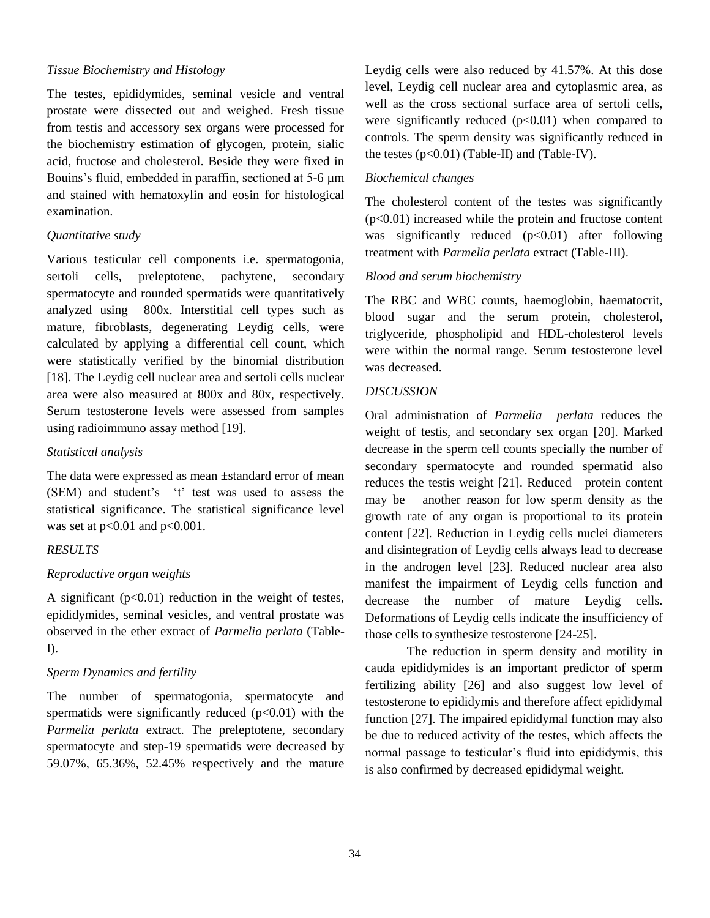### *Tissue Biochemistry and Histology*

The testes, epididymides, seminal vesicle and ventral prostate were dissected out and weighed. Fresh tissue from testis and accessory sex organs were processed for the biochemistry estimation of glycogen, protein, sialic acid, fructose and cholesterol. Beside they were fixed in Bouins's fluid, embedded in paraffin, sectioned at 5-6 µm and stained with hematoxylin and eosin for histological examination.

### *Quantitative study*

Various testicular cell components i.e. spermatogonia, sertoli cells, preleptotene, pachytene, secondary spermatocyte and rounded spermatids were quantitatively analyzed using 800x. Interstitial cell types such as mature, fibroblasts, degenerating Leydig cells, were calculated by applying a differential cell count, which were statistically verified by the binomial distribution [18]. The Leydig cell nuclear area and sertoli cells nuclear area were also measured at 800x and 80x, respectively. Serum testosterone levels were assessed from samples using radioimmuno assay method [19].

### *Statistical analysis*

The data were expressed as mean ±standard error of mean (SEM) and student's 't' test was used to assess the statistical significance. The statistical significance level was set at $p<0.01$ and $p<0.001$.

## *RESULTS*

### *Reproductive organ weights*

A significant ($p<0.01$) reduction in the weight of testes, epididymides, seminal vesicles, and ventral prostate was observed in the ether extract of *Parmelia perlata* (Table-I).

### *Sperm Dynamics and fertility*

The number of spermatogonia, spermatocyte and spermatids were significantly reduced ($p<0.01$) with the *Parmelia perlata* extract. The preleptotene, secondary spermatocyte and step-19 spermatids were decreased by 59.07%, 65.36%, 52.45% respectively and the mature Leydig cells were also reduced by 41.57%. At this dose level, Leydig cell nuclear area and cytoplasmic area, as well as the cross sectional surface area of sertoli cells, were significantly reduced ($p<0.01$) when compared to controls. The sperm density was significantly reduced in the testes ($p<0.01$) (Table-II) and (Table-IV).

### *Biochemical changes*

The cholesterol content of the testes was significantly ($p<0.01$) increased while the protein and fructose content was significantly reduced ($p<0.01$) after following treatment with *Parmelia perlata* extract (Table-III).

### *Blood and serum biochemistry*

The RBC and WBC counts, haemoglobin, haematocrit, blood sugar and the serum protein, cholesterol, triglyceride, phospholipid and HDL-cholesterol levels were within the normal range. Serum testosterone level was decreased.

## *DISCUSSION*

Oral administration of *Parmelia perlata* reduces the weight of testis, and secondary sex organ [20]. Marked decrease in the sperm cell counts specially the number of secondary spermatocyte and rounded spermatid also reduces the testis weight [21]. Reduced protein content may be another reason for low sperm density as the growth rate of any organ is proportional to its protein content [22]. Reduction in Leydig cells nuclei diameters and disintegration of Leydig cells always lead to decrease in the androgen level [23]. Reduced nuclear area also manifest the impairment of Leydig cells function and decrease the number of mature Leydig cells. Deformations of Leydig cells indicate the insufficiency of those cells to synthesize testosterone [24-25].

The reduction in sperm density and motility in cauda epididymides is an important predictor of sperm fertilizing ability [26] and also suggest low level of testosterone to epididymis and therefore affect epididymal function [27]. The impaired epididymal function may also be due to reduced activity of the testes, which affects the normal passage to testicular's fluid into epididymis, this is also confirmed by decreased epididymal weight.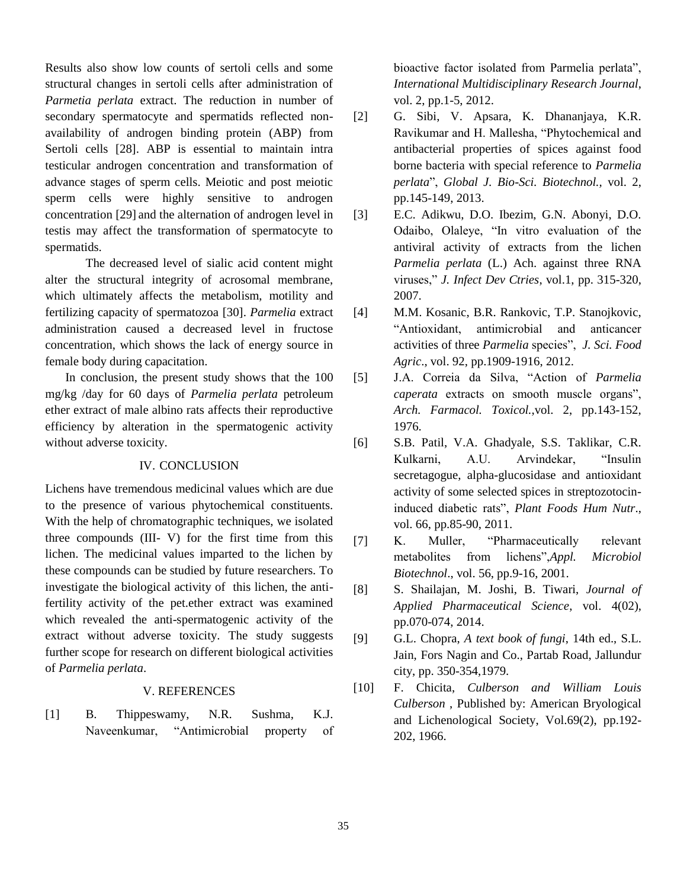Results also show low counts of sertoli cells and some structural changes in sertoli cells after administration of *Parmetia perlata* extract. The reduction in number of secondary spermatocyte and spermatids reflected non-availability of androgen binding protein (ABP) from Sertoli cells [28]. ABP is essential to maintain intra testicular androgen concentration and transformation of advance stages of sperm cells. Meiotic and post meiotic sperm cells were highly sensitive to androgen concentration [29] and the alternation of androgen level in testis may affect the transformation of spermatocyte to spermatids.

The decreased level of sialic acid content might alter the structural integrity of acrosomal membrane, which ultimately affects the metabolism, motility and fertilizing capacity of spermatozoa [30]. *Parmelia* extract administration caused a decreased level in fructose concentration, which shows the lack of energy source in female body during capacitation.

In conclusion, the present study shows that the 100 mg/kg /day for 60 days of *Parmelia perlata* petroleum ether extract of male albino rats affects their reproductive efficiency by alteration in the spermatogenic activity without adverse toxicity.

## IV. CONCLUSION

Lichens have tremendous medicinal values which are due to the presence of various phytochemical constituents. With the help of chromatographic techniques, we isolated three compounds (III- V) for the first time from this lichen. The medicinal values imparted to the lichen by these compounds can be studied by future researchers. To investigate the biological activity of this lichen, the anti-fertility activity of the pet.ether extract was examined which revealed the anti-spermatogenic activity of the extract without adverse toxicity. The study suggests further scope for research on different biological activities of *Parmelia perlata*.

## V. REFERENCES

[1] B. Thippeswamy, N.R. Sushma, K.J. Naveenkumar, "Antimicrobial property of bioactive factor isolated from Parmelia perlata", *International Multidisciplinary Research Journal*, vol. 2, pp.1-5, 2012.

[2] G. Sibi, V. Apsara, K. Dhananjaya, K.R. Ravikumar and H. Mallesha, "Phytochemical and antibacterial properties of spices against food borne bacteria with special reference to *Parmelia perlata*", *Global J. Bio-Sci. Biotechnol.*, vol. 2, pp.145-149, 2013.

[3] E.C. Adikwu, D.O. Ibezim, G.N. Abonyi, D.O. Odaibo, Olaleye, "In vitro evaluation of the antiviral activity of extracts from the lichen *Parmelia perlata* (L.) Ach. against three RNA viruses," *J. Infect Dev Ctries*, vol.1, pp. 315-320, 2007.

[4] M.M. Kosanic, B.R. Rankovic, T.P. Stanojkovic, "Antioxidant, antimicrobial and anticancer activities of three *Parmelia* species", *J. Sci. Food Agric*., vol. 92, pp.1909-1916, 2012.

[5] J.A. Correia da Silva, "Action of *Parmelia caperata* extracts on smooth muscle organs", *Arch. Farmacol. Toxicol.*,vol. 2, pp.143-152, 1976.

[6] S.B. Patil, V.A. Ghadyale, S.S. Taklikar, C.R. Kulkarni, A.U. Arvindekar, "Insulin secretagogue, alpha-glucosidase and antioxidant activity of some selected spices in streptozotocin-induced diabetic rats", *Plant Foods Hum Nutr*., vol. 66, pp.85-90, 2011.

[7] K. Muller, "Pharmaceutically relevant metabolites from lichens",*Appl. Microbiol Biotechnol*., vol. 56, pp.9-16, 2001.

[8] S. Shailajan, M. Joshi, B. Tiwari, *Journal of Applied Pharmaceutical Science*, vol. 4(02), pp.070-074, 2014.

[9] G.L. Chopra, *A text book of fungi*, 14th ed., S.L. Jain, Fors Nagin and Co., Partab Road, Jallundur city, pp. 350-354,1979.

[10] F. Chicita, *Culberson and William Louis Culberson* , Published by: American Bryological and Lichenological Society, Vol.69(2), pp.192-202, 1966.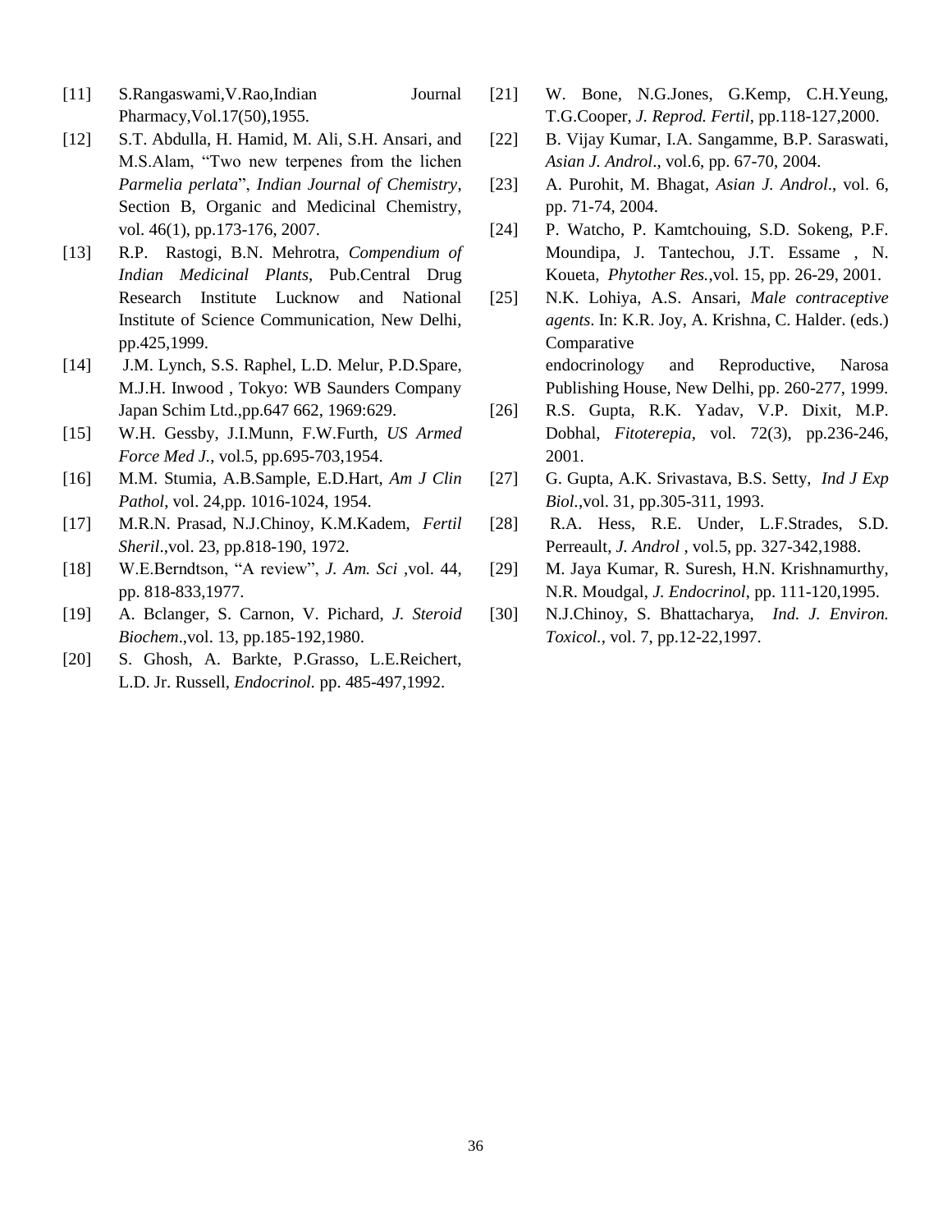[11] S.Rangaswami,V.Rao,Indian Journal Pharmacy,Vol.17(50),1955.

[12] S.T. Abdulla, H. Hamid, M. Ali, S.H. Ansari, and M.S.Alam, "Two new terpenes from the lichen *Parmelia perlata*", *Indian Journal of Chemistry*, Section B, Organic and Medicinal Chemistry, vol. 46(1), pp.173-176, 2007.

[13] R.P. Rastogi, B.N. Mehrotra, *Compendium of Indian Medicinal Plants*, Pub.Central Drug Research Institute Lucknow and National Institute of Science Communication, New Delhi, pp.425,1999.

[14] J.M. Lynch, S.S. Raphel, L.D. Melur, P.D.Spare, M.J.H. Inwood , Tokyo: WB Saunders Company Japan Schim Ltd.,pp.647 662, 1969:629.

[15] W.H. Gessby, J.I.Munn, F.W.Furth, *US Armed Force Med J.*, vol.5, pp.695-703,1954.

[16] M.M. Stumia, A.B.Sample, E.D.Hart, *Am J Clin Pathol*, vol. 24,pp. 1016-1024, 1954.

[17] M.R.N. Prasad, N.J.Chinoy, K.M.Kadem, *Fertil Sheril*.,vol. 23, pp.818-190, 1972.

[18] W.E.Berndtson, "A review", *J. Am. Sci* ,vol. 44, pp. 818-833,1977.

[19] A. Bclanger, S. Carnon, V. Pichard, *J. Steroid Biochem*.,vol. 13, pp.185-192,1980.

[20] S. Ghosh, A. Barkte, P.Grasso, L.E.Reichert, L.D. Jr. Russell, *Endocrinol.* pp. 485-497,1992.

[21] W. Bone, N.G.Jones, G.Kemp, C.H.Yeung, T.G.Cooper, *J. Reprod. Fertil*, pp.118-127,2000.

[22] B. Vijay Kumar, I.A. Sangamme, B.P. Saraswati, *Asian J. Androl*., vol.6, pp. 67-70, 2004.

[23] A. Purohit, M. Bhagat, *Asian J. Androl*., vol. 6, pp. 71-74, 2004.

[24] P. Watcho, P. Kamtchouing, S.D. Sokeng, P.F. Moundipa, J. Tantechou, J.T. Essame , N. Koueta, *Phytother Res.*,vol. 15, pp. 26-29, 2001.

[25] N.K. Lohiya, A.S. Ansari, *Male contraceptive agents*. In: K.R. Joy, A. Krishna, C. Halder. (eds.) Comparative endocrinology and Reproductive, Narosa Publishing House, New Delhi, pp. 260-277, 1999.

[26] R.S. Gupta, R.K. Yadav, V.P. Dixit, M.P. Dobhal, *Fitoterepia*, vol. 72(3), pp.236-246, 2001.

[27] G. Gupta, A.K. Srivastava, B.S. Setty, *Ind J Exp Biol.*,vol. 31, pp.305-311, 1993.

[28] R.A. Hess, R.E. Under, L.F.Strades, S.D. Perreault, *J. Androl* , vol.5, pp. 327-342,1988.

[29] M. Jaya Kumar, R. Suresh, H.N. Krishnamurthy, N.R. Moudgal, *J. Endocrinol*, pp. 111-120,1995.

[30] N.J.Chinoy, S. Bhattacharya, *Ind. J. Environ. Toxicol.*, vol. 7, pp.12-22,1997.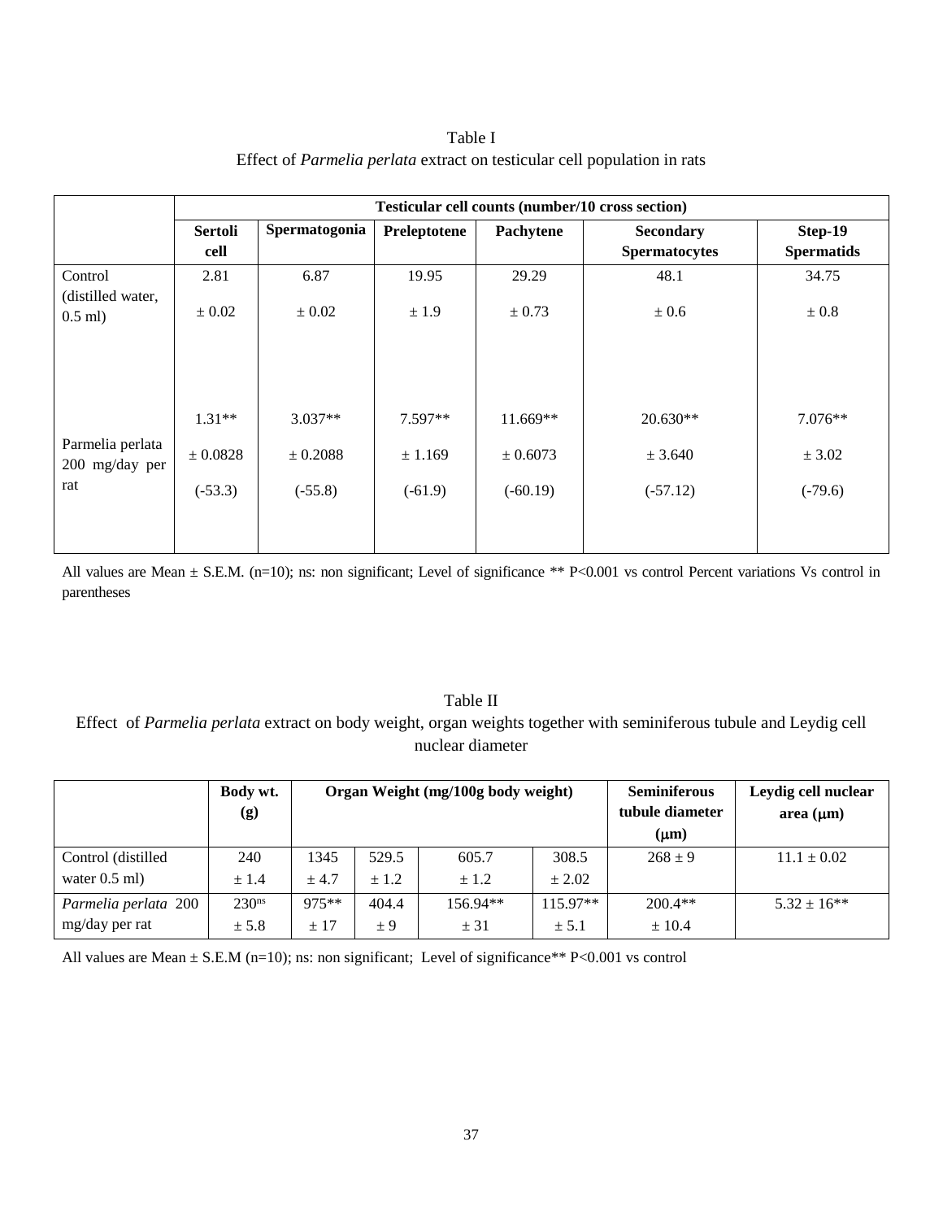Table I

Effect of *Parmelia perlata* extract on testicular cell population in rats

| | Testicular cell counts (number/10 cross section) | | | | | |
|---|---|---|---|---|---|---|
| | **Sertoli cell** | **Spermatogonia** | **Preleptotene** | **Pachytene** | **Secondary Spermatocytes** | **Step-19 Spermatids** |
| Control (distilled water, 0.5 ml) | 2.81 ± 0.02 | 6.87 ± 0.02 | 19.95 ± 1.9 | 29.29 ± 0.73 | 48.1 ± 0.6 | 34.75 ± 0.8 |
| Parmelia perlata 200 mg/day per rat | 1.31** ± 0.0828 (-53.3) | 3.037** ± 0.2088 (-55.8) | 7.597** ± 1.169 (-61.9) | 11.669** ± 0.6073 (-60.19) | 20.630** ± 3.640 (-57.12) | 7.076** ± 3.02 (-79.6) |

All values are Mean ± S.E.M. (n=10); ns: non significant; Level of significance ** P<0.001 vs control Percent variations Vs control in parentheses

Table II

Effect of *Parmelia perlata* extract on body weight, organ weights together with seminiferous tubule and Leydig cell nuclear diameter

| | **Body wt. (g)** | **Organ Weight (mg/100g body weight)** | | | | **Seminiferous tubule diameter (μm)** | **Leydig cell nuclear area (μm)** |
|---|---|---|---|---|---|---|---|
| Control (distilled water 0.5 ml) | 240 ± 1.4 | 1345 ± 4.7 | 529.5 ± 1.2 | 605.7 ± 1.2 | 308.5 ± 2.02 | 268 ± 9 | 11.1 ± 0.02 |
| *Parmelia perlata* 200 mg/day per rat | 230ns ± 5.8 | 975** ± 17 | 404.4 ± 9 | 156.94** ± 31 | 115.97** ± 5.1 | 200.4** ± 10.4 | 5.32 ± 16** |

All values are Mean ± S.E.M (n=10); ns: non significant; Level of significance** P<0.001 vs control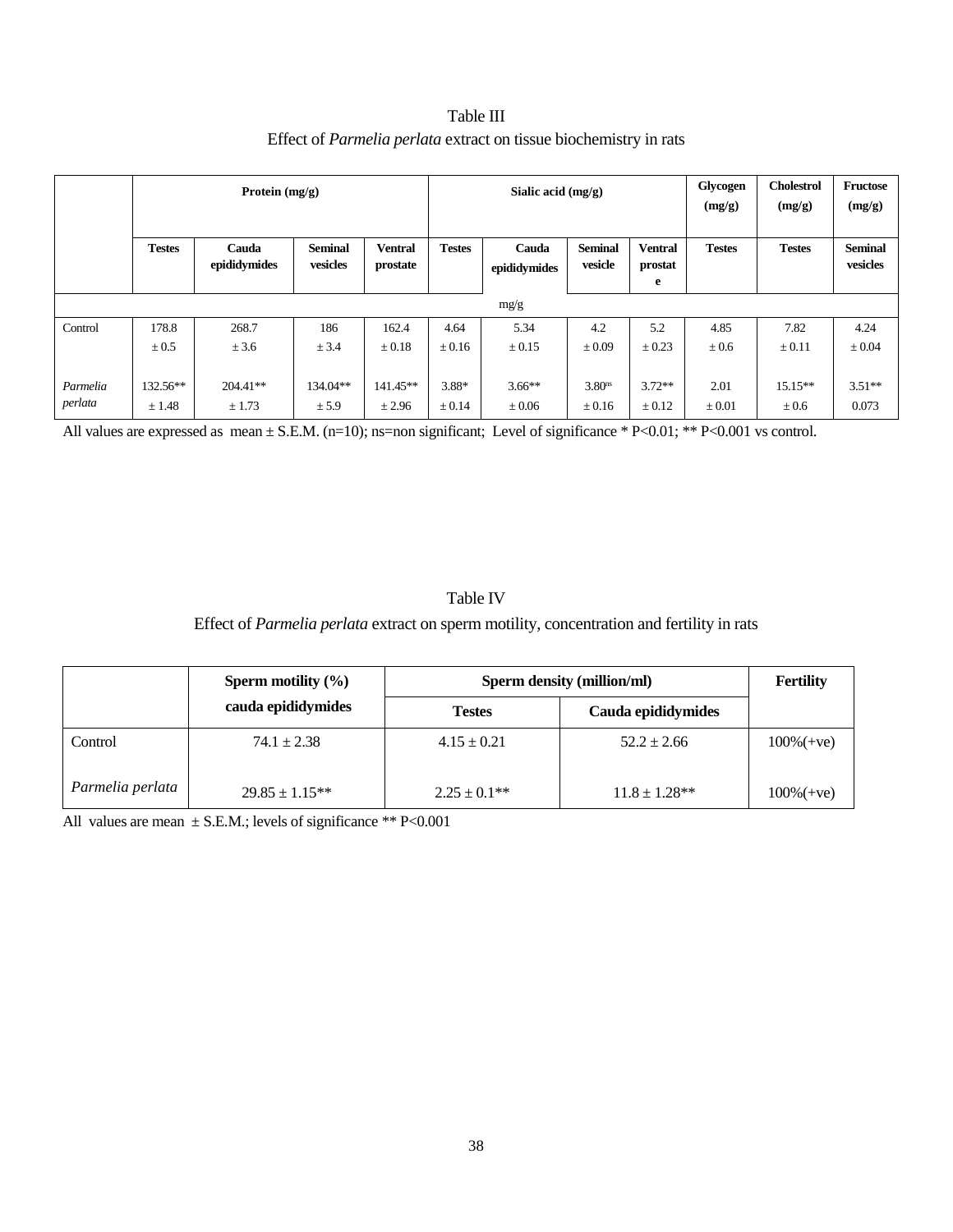Table III

Effect of *Parmelia perlata* extract on tissue biochemistry in rats

| | Protein (mg/g) | | | | Sialic acid (mg/g) | | | | Glycogen (mg/g) | Cholestrol (mg/g) | Fructose (mg/g) |
|---|---|---|---|---|---|---|---|---|---|---|---|
| | Testes | Cauda epididymides | Seminal vesicles | Ventral prostate | Testes | Cauda epididymides | Seminal vesicle | Ventral prostate | Testes | Testes | Seminal vesicles |
| | | | | | mg/g | | | | | | |
| Control | 178.8 ± 0.5 | 268.7 ± 3.6 | 186 ± 3.4 | 162.4 ± 0.18 | 4.64 ± 0.16 | 5.34 ± 0.15 | 4.2 ± 0.09 | 5.2 ± 0.23 | 4.85 ± 0.6 | 7.82 ± 0.11 | 4.24 ± 0.04 |
| *Parmelia perlata* | 132.56** ± 1.48 | 204.41** ± 1.73 | 134.04** ± 5.9 | 141.45** ± 2.96 | 3.88* ± 0.14 | 3.66** ± 0.06 | 3.80[ns] ± 0.16 | 3.72** ± 0.12 | 2.01 ± 0.01 | 15.15** ± 0.6 | 3.51** 0.073 |

All values are expressed as mean ± S.E.M. (n=10); ns=non significant; Level of significance * $P<0.01$; ** $P<0.001$ vs control.

Table IV

Effect of *Parmelia perlata* extract on sperm motility, concentration and fertility in rats

| | Sperm motility (%) cauda epididymides | Sperm density (million/ml) | | Fertility |
|---|---|---|---|---|
| | | Testes | Cauda epididymides | |
| Control | 74.1 ± 2.38 | 4.15 ± 0.21 | 52.2 ± 2.66 | 100%(+ve) |
| *Parmelia perlata* | 29.85 ± 1.15** | 2.25 ± 0.1** | 11.8 ± 1.28** | 100%(+ve) |

All values are mean ± S.E.M.; levels of significance ** $P<0.001$